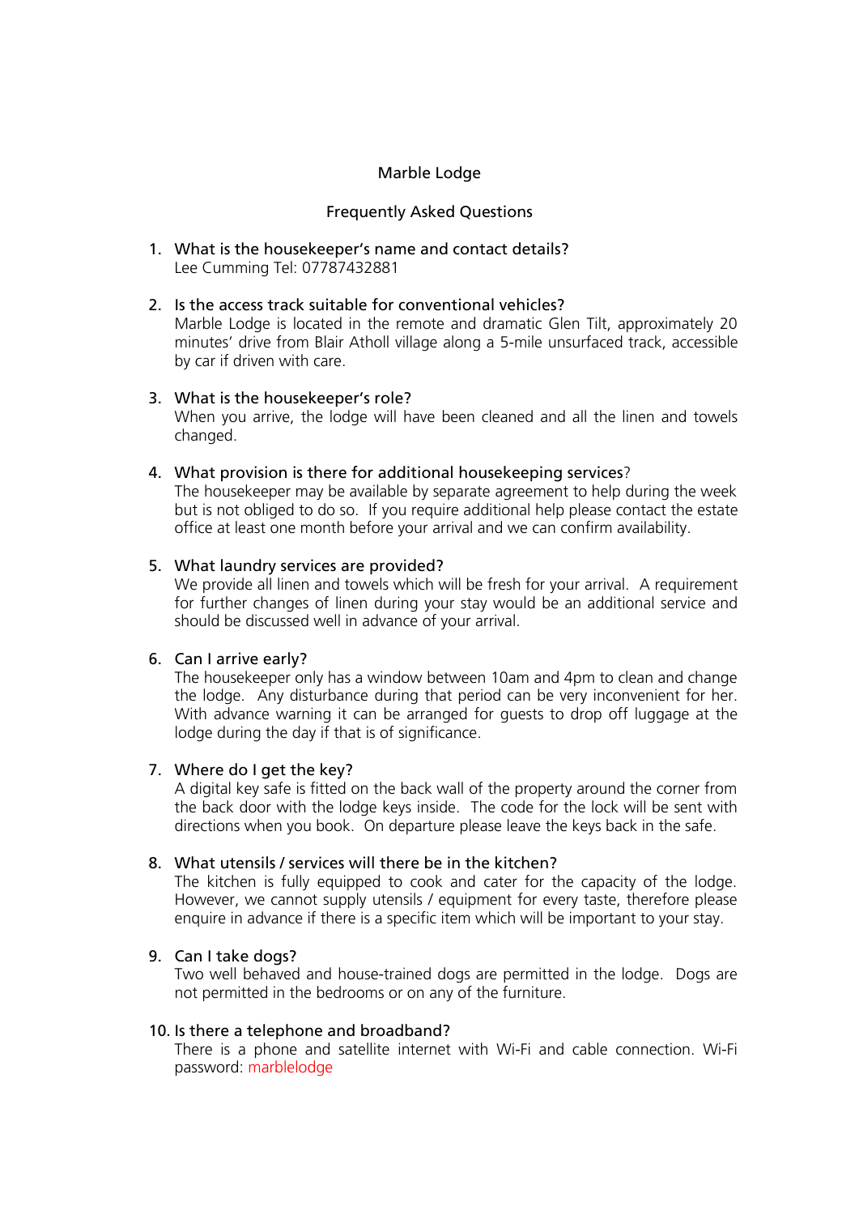# Marble Lodge

## Frequently Asked Questions

1. What is the housekeeper's name and contact details?
   Lee Cumming Tel: 07787432881

2. Is the access track suitable for conventional vehicles?
   Marble Lodge is located in the remote and dramatic Glen Tilt, approximately 20 minutes' drive from Blair Atholl village along a 5-mile unsurfaced track, accessible by car if driven with care.

3. What is the housekeeper's role?
   When you arrive, the lodge will have been cleaned and all the linen and towels changed.

4. What provision is there for additional housekeeping services?
   The housekeeper may be available by separate agreement to help during the week but is not obliged to do so. If you require additional help please contact the estate office at least one month before your arrival and we can confirm availability.

5. What laundry services are provided?
   We provide all linen and towels which will be fresh for your arrival. A requirement for further changes of linen during your stay would be an additional service and should be discussed well in advance of your arrival.

6. Can I arrive early?
   The housekeeper only has a window between 10am and 4pm to clean and change the lodge. Any disturbance during that period can be very inconvenient for her. With advance warning it can be arranged for guests to drop off luggage at the lodge during the day if that is of significance.

7. Where do I get the key?
   A digital key safe is fitted on the back wall of the property around the corner from the back door with the lodge keys inside. The code for the lock will be sent with directions when you book. On departure please leave the keys back in the safe.

8. What utensils / services will there be in the kitchen?
   The kitchen is fully equipped to cook and cater for the capacity of the lodge. However, we cannot supply utensils / equipment for every taste, therefore please enquire in advance if there is a specific item which will be important to your stay.

9. Can I take dogs?
   Two well behaved and house-trained dogs are permitted in the lodge. Dogs are not permitted in the bedrooms or on any of the furniture.

10. Is there a telephone and broadband?
    There is a phone and satellite internet with Wi-Fi and cable connection. Wi-Fi password: marblelodge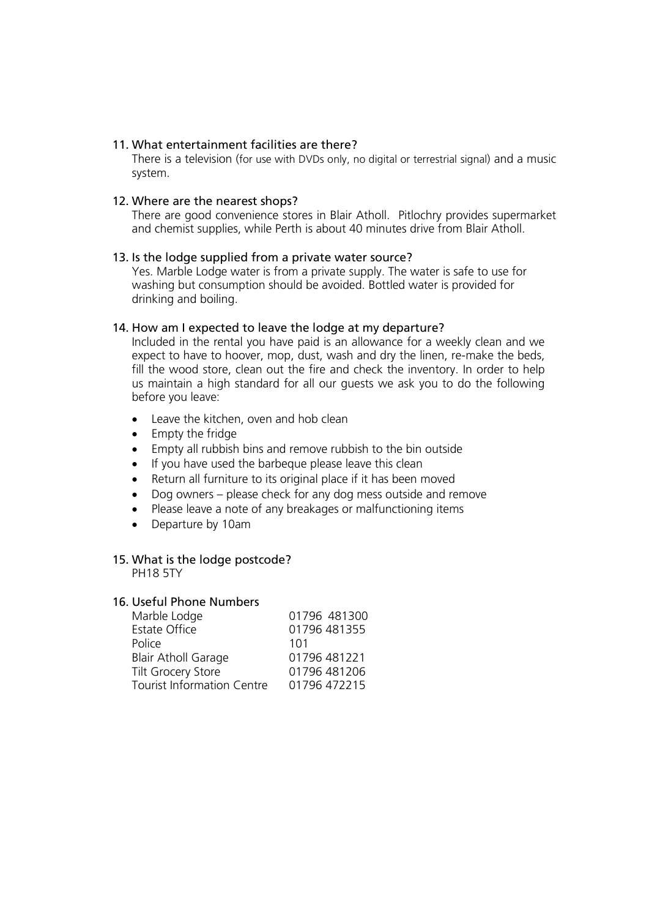## 11. What entertainment facilities are there?

There is a television (for use with DVDs only, no digital or terrestrial signal) and a music system.

## 12. Where are the nearest shops?

There are good convenience stores in Blair Atholl. Pitlochry provides supermarket and chemist supplies, while Perth is about 40 minutes drive from Blair Atholl.

## 13. Is the lodge supplied from a private water source?

Yes. Marble Lodge water is from a private supply. The water is safe to use for washing but consumption should be avoided. Bottled water is provided for drinking and boiling.

## 14. How am I expected to leave the lodge at my departure?

Included in the rental you have paid is an allowance for a weekly clean and we expect to have to hoover, mop, dust, wash and dry the linen, re-make the beds, fill the wood store, clean out the fire and check the inventory. In order to help us maintain a high standard for all our guests we ask you to do the following before you leave:

- Leave the kitchen, oven and hob clean
- Empty the fridge
- Empty all rubbish bins and remove rubbish to the bin outside
- If you have used the barbeque please leave this clean
- Return all furniture to its original place if it has been moved
- Dog owners – please check for any dog mess outside and remove
- Please leave a note of any breakages or malfunctioning items
- Departure by 10am

## 15. What is the lodge postcode?

PH18 5TY

## 16. Useful Phone Numbers

| | |
|---|---|
| Marble Lodge | 01796 481300 |
| Estate Office | 01796 481355 |
| Police | 101 |
| Blair Atholl Garage | 01796 481221 |
| Tilt Grocery Store | 01796 481206 |
| Tourist Information Centre | 01796 472215 |